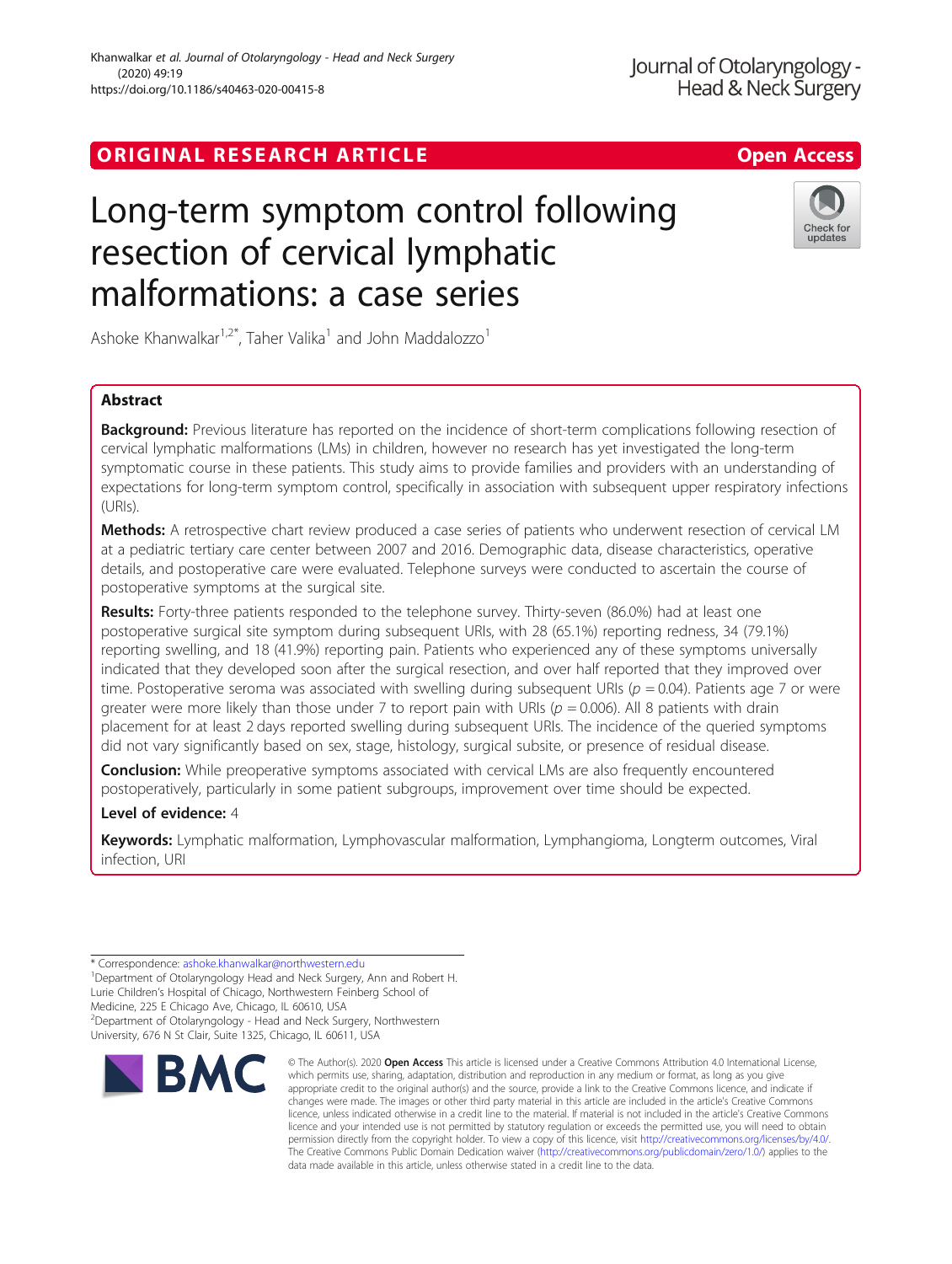ORIGINAL RESEARCH ARTICLE

Open Access

# Long-term symptom control following resection of cervical lymphatic malformations: a case series

Ashoke Khanwalkar[1,2*], Taher Valika[1] and John Maddalozzo[1]

## Abstract

**Background:** Previous literature has reported on the incidence of short-term complications following resection of cervical lymphatic malformations (LMs) in children, however no research has yet investigated the long-term symptomatic course in these patients. This study aims to provide families and providers with an understanding of expectations for long-term symptom control, specifically in association with subsequent upper respiratory infections (URIs).

**Methods:** A retrospective chart review produced a case series of patients who underwent resection of cervical LM at a pediatric tertiary care center between 2007 and 2016. Demographic data, disease characteristics, operative details, and postoperative care were evaluated. Telephone surveys were conducted to ascertain the course of postoperative symptoms at the surgical site.

**Results:** Forty-three patients responded to the telephone survey. Thirty-seven (86.0%) had at least one postoperative surgical site symptom during subsequent URIs, with 28 (65.1%) reporting redness, 34 (79.1%) reporting swelling, and 18 (41.9%) reporting pain. Patients who experienced any of these symptoms universally indicated that they developed soon after the surgical resection, and over half reported that they improved over time. Postoperative seroma was associated with swelling during subsequent URIs ($p = 0.04$). Patients age 7 or were greater were more likely than those under 7 to report pain with URIs ($p = 0.006$). All 8 patients with drain placement for at least 2 days reported swelling during subsequent URIs. The incidence of the queried symptoms did not vary significantly based on sex, stage, histology, surgical subsite, or presence of residual disease.

**Conclusion:** While preoperative symptoms associated with cervical LMs are also frequently encountered postoperatively, particularly in some patient subgroups, improvement over time should be expected.

**Level of evidence:** 4

**Keywords:** Lymphatic malformation, Lymphovascular malformation, Lymphangioma, Longterm outcomes, Viral infection, URI

---

* Correspondence: ashoke.khanwalkar@northwestern.edu

[1]Department of Otolaryngology Head and Neck Surgery, Ann and Robert H. Lurie Children's Hospital of Chicago, Northwestern Feinberg School of Medicine, 225 E Chicago Ave, Chicago, IL 60610, USA

[2]Department of Otolaryngology - Head and Neck Surgery, Northwestern University, 676 N St Clair, Suite 1325, Chicago, IL 60611, USA

© The Author(s). 2020 **Open Access** This article is licensed under a Creative Commons Attribution 4.0 International License, which permits use, sharing, adaptation, distribution and reproduction in any medium or format, as long as you give appropriate credit to the original author(s) and the source, provide a link to the Creative Commons licence, and indicate if changes were made. The images or other third party material in this article are included in the article's Creative Commons licence, unless indicated otherwise in a credit line to the material. If material is not included in the article's Creative Commons licence and your intended use is not permitted by statutory regulation or exceeds the permitted use, you will need to obtain permission directly from the copyright holder. To view a copy of this licence, visit http://creativecommons.org/licenses/by/4.0/. The Creative Commons Public Domain Dedication waiver (http://creativecommons.org/publicdomain/zero/1.0/) applies to the data made available in this article, unless otherwise stated in a credit line to the data.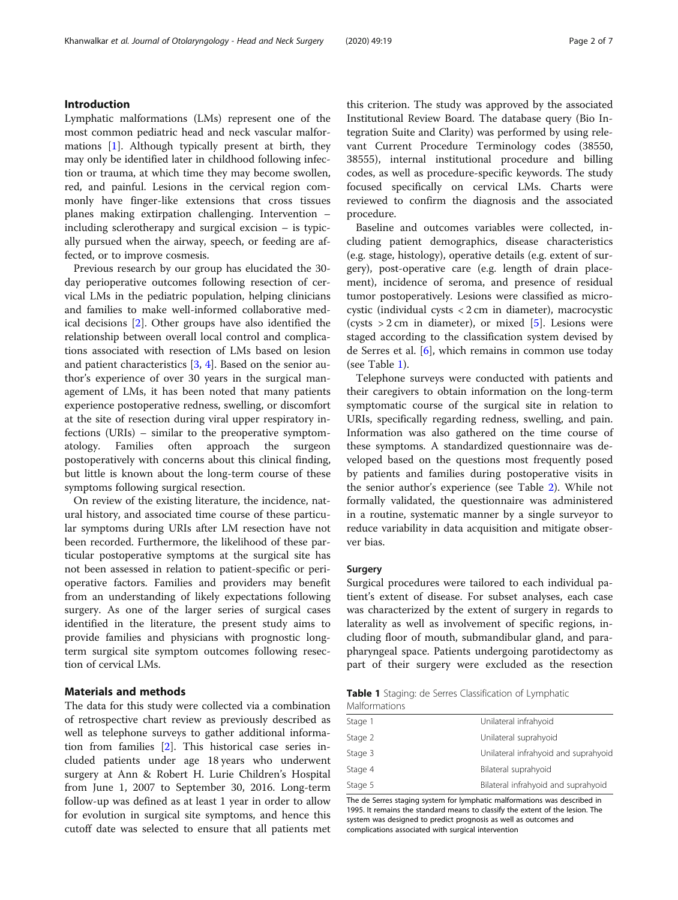## Introduction

Lymphatic malformations (LMs) represent one of the most common pediatric head and neck vascular malformations [1]. Although typically present at birth, they may only be identified later in childhood following infection or trauma, at which time they may become swollen, red, and painful. Lesions in the cervical region commonly have finger-like extensions that cross tissues planes making extirpation challenging. Intervention – including sclerotherapy and surgical excision – is typically pursued when the airway, speech, or feeding are affected, or to improve cosmesis.

Previous research by our group has elucidated the 30-day perioperative outcomes following resection of cervical LMs in the pediatric population, helping clinicians and families to make well-informed collaborative medical decisions [2]. Other groups have also identified the relationship between overall local control and complications associated with resection of LMs based on lesion and patient characteristics [3, 4]. Based on the senior author's experience of over 30 years in the surgical management of LMs, it has been noted that many patients experience postoperative redness, swelling, or discomfort at the site of resection during viral upper respiratory infections (URIs) – similar to the preoperative symptomatology. Families often approach the surgeon postoperatively with concerns about this clinical finding, but little is known about the long-term course of these symptoms following surgical resection.

On review of the existing literature, the incidence, natural history, and associated time course of these particular symptoms during URIs after LM resection have not been recorded. Furthermore, the likelihood of these particular postoperative symptoms at the surgical site has not been assessed in relation to patient-specific or perioperative factors. Families and providers may benefit from an understanding of likely expectations following surgery. As one of the larger series of surgical cases identified in the literature, the present study aims to provide families and physicians with prognostic long-term surgical site symptom outcomes following resection of cervical LMs.

## Materials and methods

The data for this study were collected via a combination of retrospective chart review as previously described as well as telephone surveys to gather additional information from families [2]. This historical case series included patients under age 18 years who underwent surgery at Ann & Robert H. Lurie Children's Hospital from June 1, 2007 to September 30, 2016. Long-term follow-up was defined as at least 1 year in order to allow for evolution in surgical site symptoms, and hence this cutoff date was selected to ensure that all patients met this criterion. The study was approved by the associated Institutional Review Board. The database query (Bio Integration Suite and Clarity) was performed by using relevant Current Procedure Terminology codes (38550, 38555), internal institutional procedure and billing codes, as well as procedure-specific keywords. The study focused specifically on cervical LMs. Charts were reviewed to confirm the diagnosis and the associated procedure.

Baseline and outcomes variables were collected, including patient demographics, disease characteristics (e.g. stage, histology), operative details (e.g. extent of surgery), post-operative care (e.g. length of drain placement), incidence of seroma, and presence of residual tumor postoperatively. Lesions were classified as microcystic (individual cysts < 2 cm in diameter), macrocystic (cysts > 2 cm in diameter), or mixed [5]. Lesions were staged according to the classification system devised by de Serres et al. [6], which remains in common use today (see Table 1).

Telephone surveys were conducted with patients and their caregivers to obtain information on the long-term symptomatic course of the surgical site in relation to URIs, specifically regarding redness, swelling, and pain. Information was also gathered on the time course of these symptoms. A standardized questionnaire was developed based on the questions most frequently posed by patients and families during postoperative visits in the senior author's experience (see Table 2). While not formally validated, the questionnaire was administered in a routine, systematic manner by a single surveyor to reduce variability in data acquisition and mitigate observer bias.

### Surgery

Surgical procedures were tailored to each individual patient's extent of disease. For subset analyses, each case was characterized by the extent of surgery in regards to laterality as well as involvement of specific regions, including floor of mouth, submandibular gland, and parapharyngeal space. Patients undergoing parotidectomy as part of their surgery were excluded as the resection

**Table 1** Staging: de Serres Classification of Lymphatic Malformations

| Stage | Description |
|---|---|
| Stage 1 | Unilateral infrahyoid |
| Stage 2 | Unilateral suprahyoid |
| Stage 3 | Unilateral infrahyoid and suprahyoid |
| Stage 4 | Bilateral suprahyoid |
| Stage 5 | Bilateral infrahyoid and suprahyoid |

The de Serres staging system for lymphatic malformations was described in 1995. It remains the standard means to classify the extent of the lesion. The system was designed to predict prognosis as well as outcomes and complications associated with surgical intervention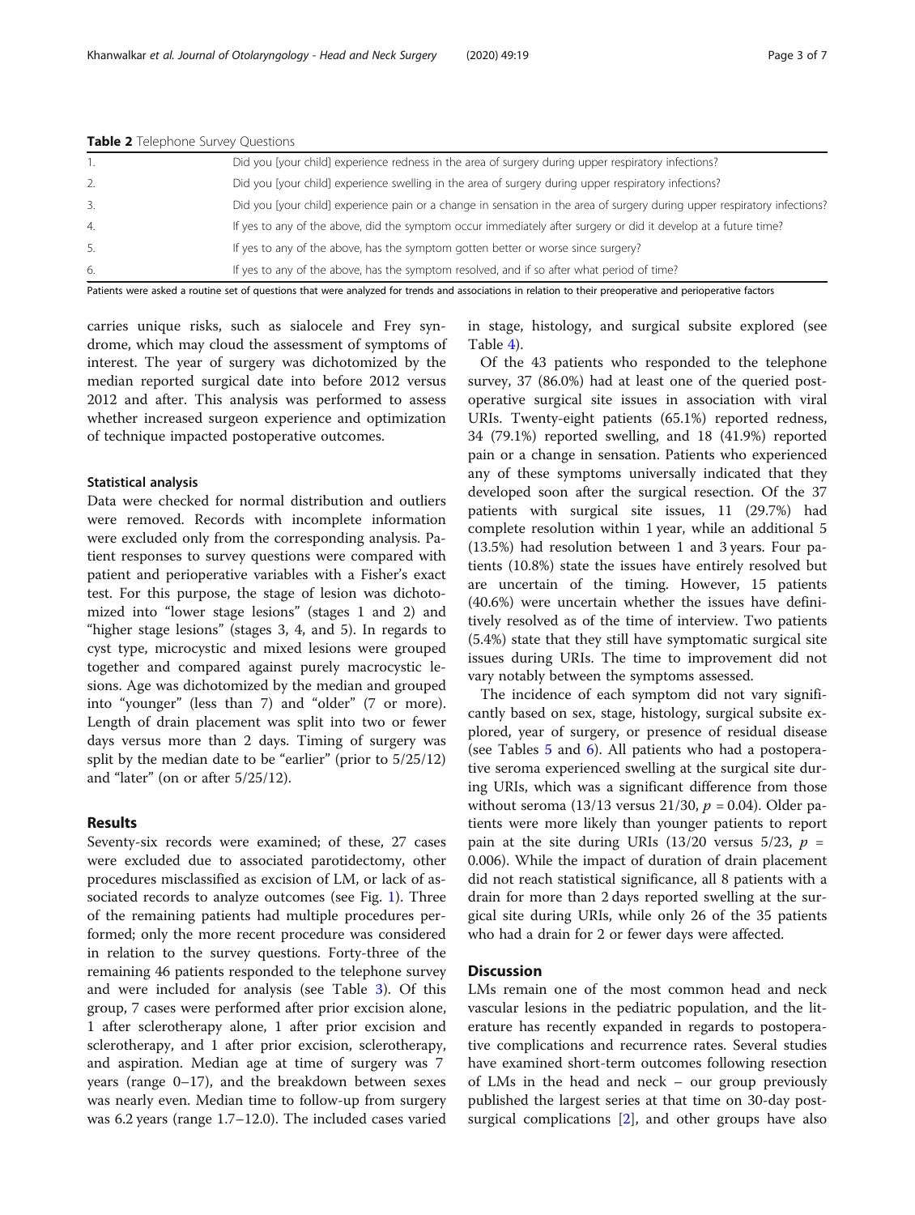**Table 2** Telephone Survey Questions

| | |
|---|---|
| 1. | Did you [your child] experience redness in the area of surgery during upper respiratory infections? |
| 2. | Did you [your child] experience swelling in the area of surgery during upper respiratory infections? |
| 3. | Did you [your child] experience pain or a change in sensation in the area of surgery during upper respiratory infections? |
| 4. | If yes to any of the above, did the symptom occur immediately after surgery or did it develop at a future time? |
| 5. | If yes to any of the above, has the symptom gotten better or worse since surgery? |
| 6. | If yes to any of the above, has the symptom resolved, and if so after what period of time? |

Patients were asked a routine set of questions that were analyzed for trends and associations in relation to their preoperative and perioperative factors

carries unique risks, such as sialocele and Frey syndrome, which may cloud the assessment of symptoms of interest. The year of surgery was dichotomized by the median reported surgical date into before 2012 versus 2012 and after. This analysis was performed to assess whether increased surgeon experience and optimization of technique impacted postoperative outcomes.

### Statistical analysis

Data were checked for normal distribution and outliers were removed. Records with incomplete information were excluded only from the corresponding analysis. Patient responses to survey questions were compared with patient and perioperative variables with a Fisher's exact test. For this purpose, the stage of lesion was dichotomized into "lower stage lesions" (stages 1 and 2) and "higher stage lesions" (stages 3, 4, and 5). In regards to cyst type, microcystic and mixed lesions were grouped together and compared against purely macrocystic lesions. Age was dichotomized by the median and grouped into "younger" (less than 7) and "older" (7 or more). Length of drain placement was split into two or fewer days versus more than 2 days. Timing of surgery was split by the median date to be "earlier" (prior to 5/25/12) and "later" (on or after 5/25/12).

## Results

Seventy-six records were examined; of these, 27 cases were excluded due to associated parotidectomy, other procedures misclassified as excision of LM, or lack of associated records to analyze outcomes (see Fig. 1). Three of the remaining patients had multiple procedures performed; only the more recent procedure was considered in relation to the survey questions. Forty-three of the remaining 46 patients responded to the telephone survey and were included for analysis (see Table 3). Of this group, 7 cases were performed after prior excision alone, 1 after sclerotherapy alone, 1 after prior excision and sclerotherapy, and 1 after prior excision, sclerotherapy, and aspiration. Median age at time of surgery was 7 years (range 0–17), and the breakdown between sexes was nearly even. Median time to follow-up from surgery was 6.2 years (range 1.7–12.0). The included cases varied in stage, histology, and surgical subsite explored (see Table 4).

Of the 43 patients who responded to the telephone survey, 37 (86.0%) had at least one of the queried postoperative surgical site issues in association with viral URIs. Twenty-eight patients (65.1%) reported redness, 34 (79.1%) reported swelling, and 18 (41.9%) reported pain or a change in sensation. Patients who experienced any of these symptoms universally indicated that they developed soon after the surgical resection. Of the 37 patients with surgical site issues, 11 (29.7%) had complete resolution within 1 year, while an additional 5 (13.5%) had resolution between 1 and 3 years. Four patients (10.8%) state the issues have entirely resolved but are uncertain of the timing. However, 15 patients (40.6%) were uncertain whether the issues have definitively resolved as of the time of interview. Two patients (5.4%) state that they still have symptomatic surgical site issues during URIs. The time to improvement did not vary notably between the symptoms assessed.

The incidence of each symptom did not vary significantly based on sex, stage, histology, surgical subsite explored, year of surgery, or presence of residual disease (see Tables 5 and 6). All patients who had a postoperative seroma experienced swelling at the surgical site during URIs, which was a significant difference from those without seroma (13/13 versus 21/30, $p = 0.04$). Older patients were more likely than younger patients to report pain at the site during URIs (13/20 versus 5/23, $p = 0.006$). While the impact of duration of drain placement did not reach statistical significance, all 8 patients with a drain for more than 2 days reported swelling at the surgical site during URIs, while only 26 of the 35 patients who had a drain for 2 or fewer days were affected.

## Discussion

LMs remain one of the most common head and neck vascular lesions in the pediatric population, and the literature has recently expanded in regards to postoperative complications and recurrence rates. Several studies have examined short-term outcomes following resection of LMs in the head and neck – our group previously published the largest series at that time on 30-day post-surgical complications [2], and other groups have also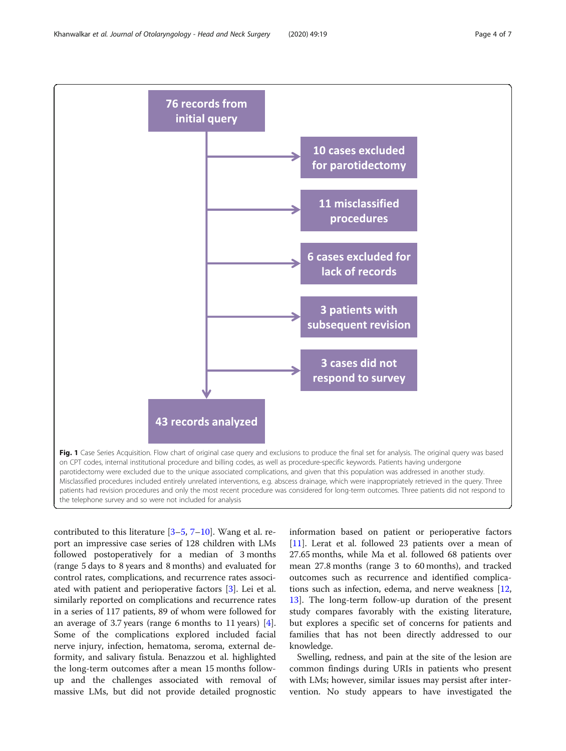76 records from initial query

10 cases excluded for parotidectomy

11 misclassified procedures

6 cases excluded for lack of records

3 patients with subsequent revision

3 cases did not respond to survey

43 records analyzed

**Fig. 1** Case Series Acquisition. Flow chart of original case query and exclusions to produce the final set for analysis. The original query was based on CPT codes, internal institutional procedure and billing codes, as well as procedure-specific keywords. Patients having undergone parotidectomy were excluded due to the unique associated complications, and given that this population was addressed in another study. Misclassified procedures included entirely unrelated interventions, e.g. abscess drainage, which were inappropriately retrieved in the query. Three patients had revision procedures and only the most recent procedure was considered for long-term outcomes. Three patients did not respond to the telephone survey and so were not included for analysis

contributed to this literature [3–5, 7–10]. Wang et al. report an impressive case series of 128 children with LMs followed postoperatively for a median of 3 months (range 5 days to 8 years and 8 months) and evaluated for control rates, complications, and recurrence rates associated with patient and perioperative factors [3]. Lei et al. similarly reported on complications and recurrence rates in a series of 117 patients, 89 of whom were followed for an average of 3.7 years (range 6 months to 11 years) [4]. Some of the complications explored included facial nerve injury, infection, hematoma, seroma, external deformity, and salivary fistula. Benazzou et al. highlighted the long-term outcomes after a mean 15 months follow-up and the challenges associated with removal of massive LMs, but did not provide detailed prognostic information based on patient or perioperative factors [11]. Lerat et al. followed 23 patients over a mean of 27.65 months, while Ma et al. followed 68 patients over mean 27.8 months (range 3 to 60 months), and tracked outcomes such as recurrence and identified complications such as infection, edema, and nerve weakness [12, 13]. The long-term follow-up duration of the present study compares favorably with the existing literature, but explores a specific set of concerns for patients and families that has not been directly addressed to our knowledge.

Swelling, redness, and pain at the site of the lesion are common findings during URIs in patients who present with LMs; however, similar issues may persist after intervention. No study appears to have investigated the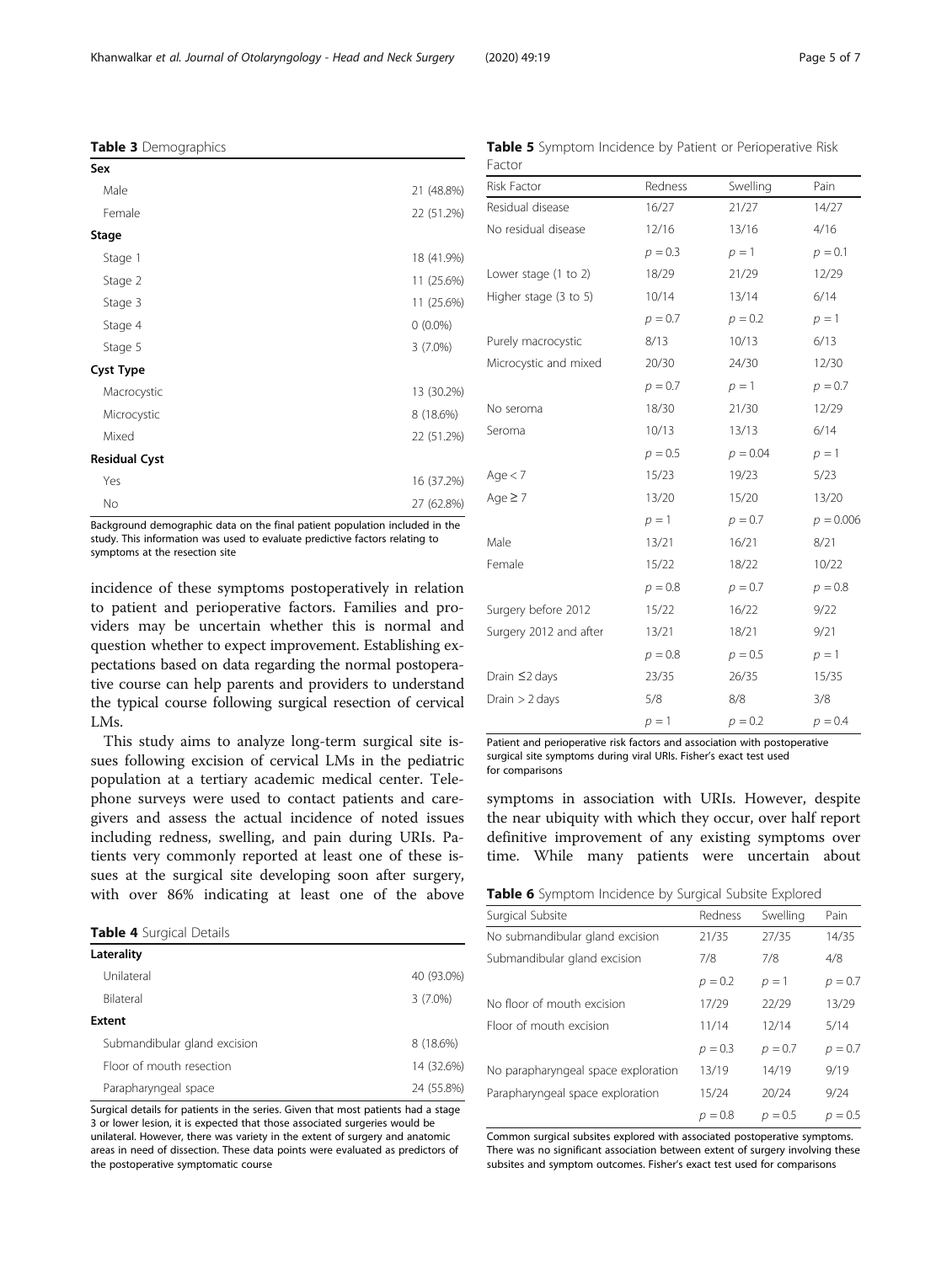**Table 3** Demographics

| | |
|---|---|
| **Sex** | |
| Male | 21 (48.8%) |
| Female | 22 (51.2%) |
| **Stage** | |
| Stage 1 | 18 (41.9%) |
| Stage 2 | 11 (25.6%) |
| Stage 3 | 11 (25.6%) |
| Stage 4 | 0 (0.0%) |
| Stage 5 | 3 (7.0%) |
| **Cyst Type** | |
| Macrocystic | 13 (30.2%) |
| Microcystic | 8 (18.6%) |
| Mixed | 22 (51.2%) |
| **Residual Cyst** | |
| Yes | 16 (37.2%) |
| No | 27 (62.8%) |

Background demographic data on the final patient population included in the study. This information was used to evaluate predictive factors relating to symptoms at the resection site

incidence of these symptoms postoperatively in relation to patient and perioperative factors. Families and providers may be uncertain whether this is normal and question whether to expect improvement. Establishing expectations based on data regarding the normal postoperative course can help parents and providers to understand the typical course following surgical resection of cervical LMs.

This study aims to analyze long-term surgical site issues following excision of cervical LMs in the pediatric population at a tertiary academic medical center. Telephone surveys were used to contact patients and caregivers and assess the actual incidence of noted issues including redness, swelling, and pain during URIs. Patients very commonly reported at least one of these issues at the surgical site developing soon after surgery, with over 86% indicating at least one of the above symptoms in association with URIs. However, despite the near ubiquity with which they occur, over half report definitive improvement of any existing symptoms over time. While many patients were uncertain about

**Table 4** Surgical Details

| | |
|---|---|
| **Laterality** | |
| Unilateral | 40 (93.0%) |
| Bilateral | 3 (7.0%) |
| **Extent** | |
| Submandibular gland excision | 8 (18.6%) |
| Floor of mouth resection | 14 (32.6%) |
| Parapharyngeal space | 24 (55.8%) |

Surgical details for patients in the series. Given that most patients had a stage 3 or lower lesion, it is expected that those associated surgeries would be unilateral. However, there was variety in the extent of surgery and anatomic areas in need of dissection. These data points were evaluated as predictors of the postoperative symptomatic course

**Table 5** Symptom Incidence by Patient or Perioperative Risk Factor

| Risk Factor | Redness | Swelling | Pain |
|---|---|---|---|
| Residual disease | 16/27 | 21/27 | 14/27 |
| No residual disease | 12/16 | 13/16 | 4/16 |
| | $p = 0.3$ | $p = 1$ | $p = 0.1$ |
| Lower stage (1 to 2) | 18/29 | 21/29 | 12/29 |
| Higher stage (3 to 5) | 10/14 | 13/14 | 6/14 |
| | $p = 0.7$ | $p = 0.2$ | $p = 1$ |
| Purely macrocystic | 8/13 | 10/13 | 6/13 |
| Microcystic and mixed | 20/30 | 24/30 | 12/30 |
| | $p = 0.7$ | $p = 1$ | $p = 0.7$ |
| No seroma | 18/30 | 21/30 | 12/29 |
| Seroma | 10/13 | 13/13 | 6/14 |
| | $p = 0.5$ | $p = 0.04$ | $p = 1$ |
| Age < 7 | 15/23 | 19/23 | 5/23 |
| Age ≥ 7 | 13/20 | 15/20 | 13/20 |
| | $p = 1$ | $p = 0.7$ | $p = 0.006$ |
| Male | 13/21 | 16/21 | 8/21 |
| Female | 15/22 | 18/22 | 10/22 |
| | $p = 0.8$ | $p = 0.7$ | $p = 0.8$ |
| Surgery before 2012 | 15/22 | 16/22 | 9/22 |
| Surgery 2012 and after | 13/21 | 18/21 | 9/21 |
| | $p = 0.8$ | $p = 0.5$ | $p = 1$ |
| Drain ≤2 days | 23/35 | 26/35 | 15/35 |
| Drain > 2 days | 5/8 | 8/8 | 3/8 |
| | $p = 1$ | $p = 0.2$ | $p = 0.4$ |

Patient and perioperative risk factors and association with postoperative surgical site symptoms during viral URIs. Fisher's exact test used for comparisons

**Table 6** Symptom Incidence by Surgical Subsite Explored

| Surgical Subsite | Redness | Swelling | Pain |
|---|---|---|---|
| No submandibular gland excision | 21/35 | 27/35 | 14/35 |
| Submandibular gland excision | 7/8 | 7/8 | 4/8 |
| | $p = 0.2$ | $p = 1$ | $p = 0.7$ |
| No floor of mouth excision | 17/29 | 22/29 | 13/29 |
| Floor of mouth excision | 11/14 | 12/14 | 5/14 |
| | $p = 0.3$ | $p = 0.7$ | $p = 0.7$ |
| No parapharyngeal space exploration | 13/19 | 14/19 | 9/19 |
| Parapharyngeal space exploration | 15/24 | 20/24 | 9/24 |
| | $p = 0.8$ | $p = 0.5$ | $p = 0.5$ |

Common surgical subsites explored with associated postoperative symptoms. There was no significant association between extent of surgery involving these subsites and symptom outcomes. Fisher's exact test used for comparisons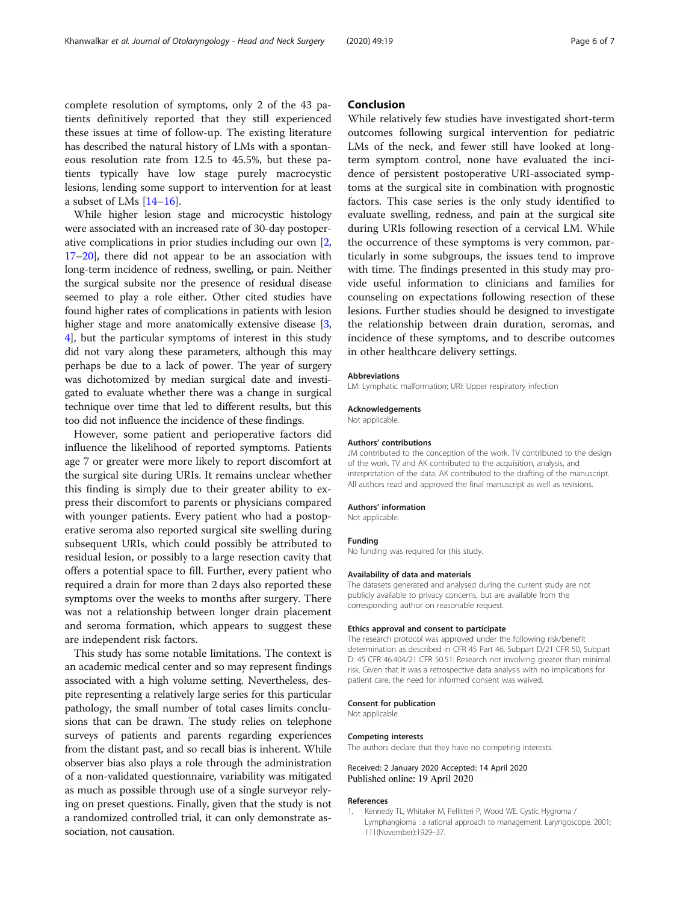complete resolution of symptoms, only 2 of the 43 patients definitively reported that they still experienced these issues at time of follow-up. The existing literature has described the natural history of LMs with a spontaneous resolution rate from 12.5 to 45.5%, but these patients typically have low stage purely macrocystic lesions, lending some support to intervention for at least a subset of LMs [14–16].

While higher lesion stage and microcystic histology were associated with an increased rate of 30-day postoperative complications in prior studies including our own [2, 17–20], there did not appear to be an association with long-term incidence of redness, swelling, or pain. Neither the surgical subsite nor the presence of residual disease seemed to play a role either. Other cited studies have found higher rates of complications in patients with lesion higher stage and more anatomically extensive disease [3, 4], but the particular symptoms of interest in this study did not vary along these parameters, although this may perhaps be due to a lack of power. The year of surgery was dichotomized by median surgical date and investigated to evaluate whether there was a change in surgical technique over time that led to different results, but this too did not influence the incidence of these findings.

However, some patient and perioperative factors did influence the likelihood of reported symptoms. Patients age 7 or greater were more likely to report discomfort at the surgical site during URIs. It remains unclear whether this finding is simply due to their greater ability to express their discomfort to parents or physicians compared with younger patients. Every patient who had a postoperative seroma also reported surgical site swelling during subsequent URIs, which could possibly be attributed to residual lesion, or possibly to a large resection cavity that offers a potential space to fill. Further, every patient who required a drain for more than 2 days also reported these symptoms over the weeks to months after surgery. There was not a relationship between longer drain placement and seroma formation, which appears to suggest these are independent risk factors.

This study has some notable limitations. The context is an academic medical center and so may represent findings associated with a high volume setting. Nevertheless, despite representing a relatively large series for this particular pathology, the small number of total cases limits conclusions that can be drawn. The study relies on telephone surveys of patients and parents regarding experiences from the distant past, and so recall bias is inherent. While observer bias also plays a role through the administration of a non-validated questionnaire, variability was mitigated as much as possible through use of a single surveyor relying on preset questions. Finally, given that the study is not a randomized controlled trial, it can only demonstrate association, not causation.

## Conclusion

While relatively few studies have investigated short-term outcomes following surgical intervention for pediatric LMs of the neck, and fewer still have looked at long-term symptom control, none have evaluated the incidence of persistent postoperative URI-associated symptoms at the surgical site in combination with prognostic factors. This case series is the only study identified to evaluate swelling, redness, and pain at the surgical site during URIs following resection of a cervical LM. While the occurrence of these symptoms is very common, particularly in some subgroups, the issues tend to improve with time. The findings presented in this study may provide useful information to clinicians and families for counseling on expectations following resection of these lesions. Further studies should be designed to investigate the relationship between drain duration, seromas, and incidence of these symptoms, and to describe outcomes in other healthcare delivery settings.

#### Abbreviations

LM: Lymphatic malformation; URI: Upper respiratory infection

#### Acknowledgements

Not applicable.

#### Authors' contributions

JM contributed to the conception of the work. TV contributed to the design of the work. TV and AK contributed to the acquisition, analysis, and interpretation of the data. AK contributed to the drafting of the manuscript. All authors read and approved the final manuscript as well as revisions.

#### Authors' information

Not applicable.

#### Funding

No funding was required for this study.

#### Availability of data and materials

The datasets generated and analysed during the current study are not publicly available to privacy concerns, but are available from the corresponding author on reasonable request.

#### Ethics approval and consent to participate

The research protocol was approved under the following risk/benefit determination as described in CFR 45 Part 46, Subpart D/21 CFR 50, Subpart D: 45 CFR 46.404/21 CFR 50.51: Research not involving greater than minimal risk. Given that it was a retrospective data analysis with no implications for patient care, the need for informed consent was waived.

#### Consent for publication

Not applicable.

#### Competing interests

The authors declare that they have no competing interests.

Received: 2 January 2020 Accepted: 14 April 2020
Published online: 19 April 2020

#### References

1. Kennedy TL, Whitaker M, Pellitteri P, Wood WE. Cystic Hygroma / Lymphangioma : a rational approach to management. Laryngoscope. 2001; 111(November):1929–37.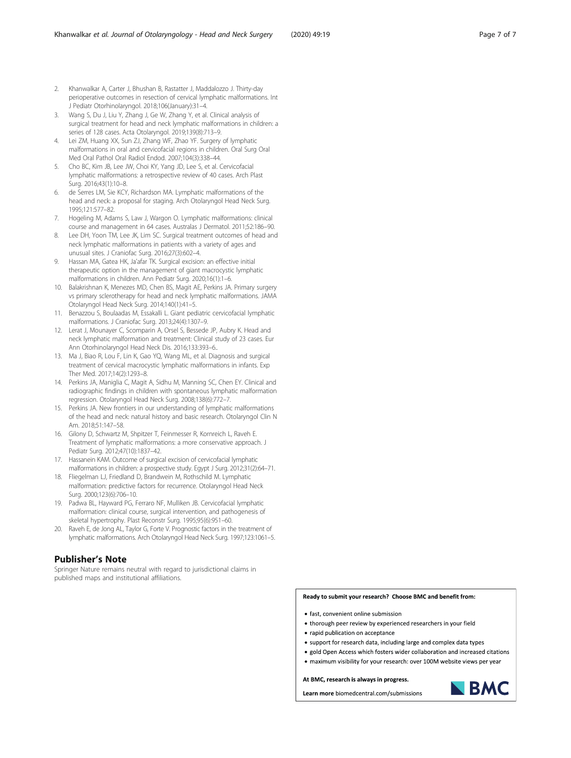2. Khanwalkar A, Carter J, Bhushan B, Rastatter J, Maddalozzo J. Thirty-day perioperative outcomes in resection of cervical lymphatic malformations. Int J Pediatr Otorhinolaryngol. 2018;106(January):31–4.
3. Wang S, Du J, Liu Y, Zhang J, Ge W, Zhang Y, et al. Clinical analysis of surgical treatment for head and neck lymphatic malformations in children: a series of 128 cases. Acta Otolaryngol. 2019;139(8):713–9.
4. Lei ZM, Huang XX, Sun ZJ, Zhang WF, Zhao YF. Surgery of lymphatic malformations in oral and cervicofacial regions in children. Oral Surg Oral Med Oral Pathol Oral Radiol Endod. 2007;104(3):338–44.
5. Cho BC, Kim JB, Lee JW, Choi KY, Yang JD, Lee S, et al. Cervicofacial lymphatic malformations: a retrospective review of 40 cases. Arch Plast Surg. 2016;43(1):10–8.
6. de Serres LM, Sie KCY, Richardson MA. Lymphatic malformations of the head and neck: a proposal for staging. Arch Otolaryngol Head Neck Surg. 1995;121:577–82.
7. Hogeling M, Adams S, Law J, Wargon O. Lymphatic malformations: clinical course and management in 64 cases. Australas J Dermatol. 2011;52:186–90.
8. Lee DH, Yoon TM, Lee JK, Lim SC. Surgical treatment outcomes of head and neck lymphatic malformations in patients with a variety of ages and unusual sites. J Craniofac Surg. 2016;27(3):602–4.
9. Hassan MA, Gatea HK, Ja'afar TK. Surgical excision: an effective initial therapeutic option in the management of giant macrocystic lymphatic malformations in children. Ann Pediatr Surg. 2020;16(1):1–6.
10. Balakrishnan K, Menezes MD, Chen BS, Magit AE, Perkins JA. Primary surgery vs primary sclerotherapy for head and neck lymphatic malformations. JAMA Otolaryngol Head Neck Surg. 2014;140(1):41–5.
11. Benazzou S, Boulaadas M, Essakalli L. Giant pediatric cervicofacial lymphatic malformations. J Craniofac Surg. 2013;24(4):1307–9.
12. Lerat J, Mounayer C, Scomparin A, Orsel S, Bessede JP, Aubry K. Head and neck lymphatic malformation and treatment: Clinical study of 23 cases. Eur Ann Otorhinolaryngol Head Neck Dis. 2016;133:393–6..
13. Ma J, Biao R, Lou F, Lin K, Gao YQ, Wang ML, et al. Diagnosis and surgical treatment of cervical macrocystic lymphatic malformations in infants. Exp Ther Med. 2017;14(2):1293–8.
14. Perkins JA, Maniglia C, Magit A, Sidhu M, Manning SC, Chen EY. Clinical and radiographic findings in children with spontaneous lymphatic malformation regression. Otolaryngol Head Neck Surg. 2008;138(6):772–7.
15. Perkins JA. New frontiers in our understanding of lymphatic malformations of the head and neck: natural history and basic research. Otolaryngol Clin N Am. 2018;51:147–58.
16. Gilony D, Schwartz M, Shpitzer T, Feinmesser R, Kornreich L, Raveh E. Treatment of lymphatic malformations: a more conservative approach. J Pediatr Surg. 2012;47(10):1837–42.
17. Hassanein KAM. Outcome of surgical excision of cervicofacial lymphatic malformations in children: a prospective study. Egypt J Surg. 2012;31(2):64–71.
18. Fliegelman LJ, Friedland D, Brandwein M, Rothschild M. Lymphatic malformation: predictive factors for recurrence. Otolaryngol Head Neck Surg. 2000;123(6):706–10.
19. Padwa BL, Hayward PG, Ferraro NF, Mulliken JB. Cervicofacial lymphatic malformation: clinical course, surgical intervention, and pathogenesis of skeletal hypertrophy. Plast Reconstr Surg. 1995;95(6):951–60.
20. Raveh E, de Jong AL, Taylor G, Forte V. Prognostic factors in the treatment of lymphatic malformations. Arch Otolaryngol Head Neck Surg. 1997;123:1061–5.

## Publisher's Note

Springer Nature remains neutral with regard to jurisdictional claims in published maps and institutional affiliations.